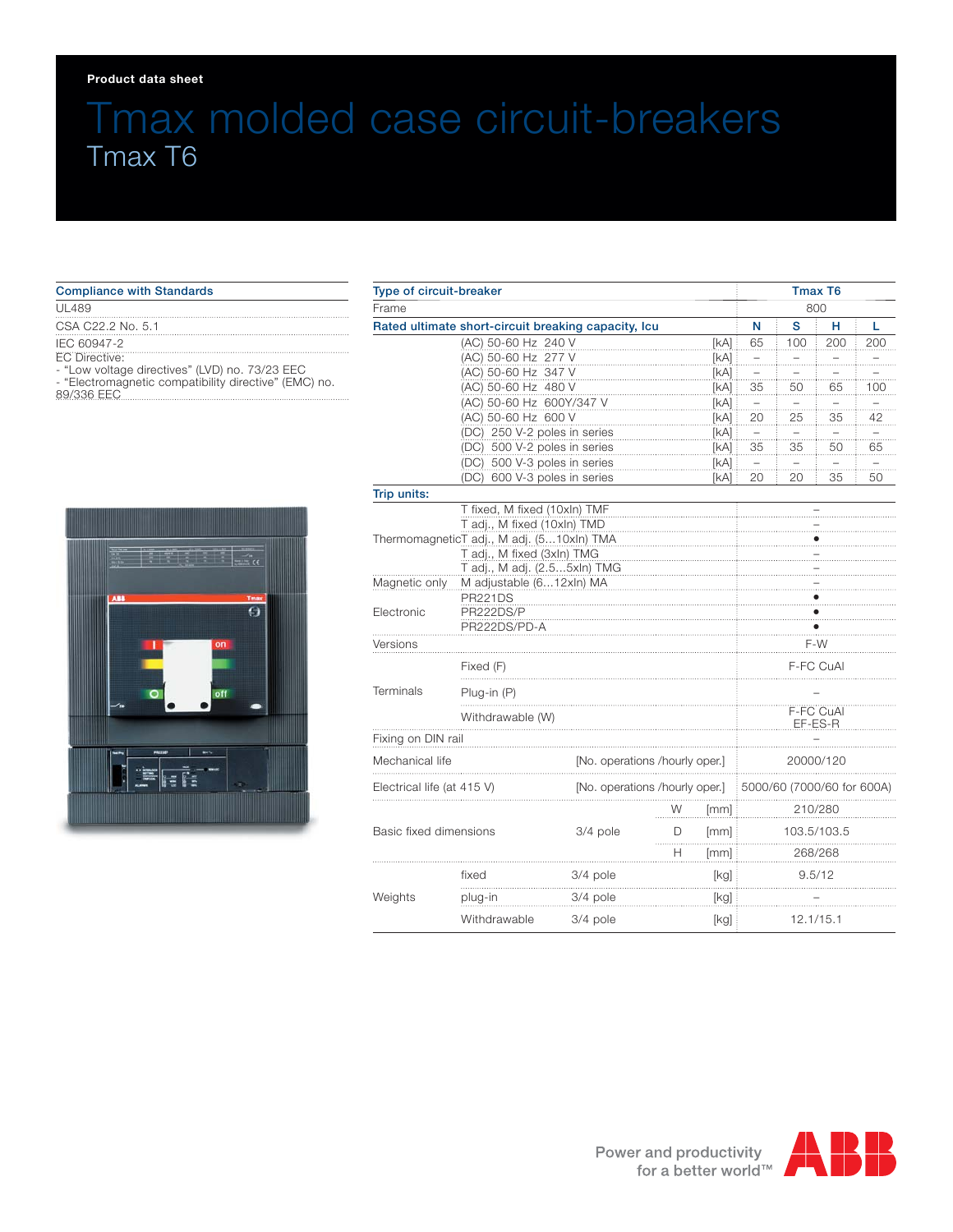Product data sheet

# Tmax molded case circuit-breakers

## Tmax T6

| Compliance with Standards |
|---|
| UL489 |
| CSA C22.2 No. 5.1 |
| IEC 60947-2 |
| EC Directive:<br>- "Low voltage directives" (LVD) no. 73/23 EEC<br>- "Electromagnetic compatibility directive" (EMC) no. 89/336 EEC |

| Type of circuit-breaker | | | | | Tmax T6 | | | |
|---|---|---|---|---|---|---|---|---|
| Frame | | | | | 800 | | | |
| Rated ultimate short-circuit breaking capacity, Icu | | | | | N | S | H | L |
| | (AC) 50-60 Hz 240 V | | | [kA] | 65 | 100 | 200 | 200 |
| | (AC) 50-60 Hz 277 V | | | [kA] | – | – | – | – |
| | (AC) 50-60 Hz 347 V | | | [kA] | – | – | – | – |
| | (AC) 50-60 Hz 480 V | | | [kA] | 35 | 50 | 65 | 100 |
| | (AC) 50-60 Hz 600Y/347 V | | | [kA] | – | – | – | – |
| | (AC) 50-60 Hz 600 V | | | [kA] | 20 | 25 | 35 | 42 |
| | (DC) 250 V-2 poles in series | | | [kA] | – | – | – | – |
| | (DC) 500 V-2 poles in series | | | [kA] | 35 | 35 | 50 | 65 |
| | (DC) 500 V-3 poles in series | | | [kA] | – | – | – | – |
| | (DC) 600 V-3 poles in series | | | [kA] | 20 | 20 | 35 | 50 |
| Trip units: | | | | | | | | |
| Thermomagnetic | T fixed, M fixed (10xIn) TMF | | | | – | | | |
| | T adj., M fixed (10xIn) TMD | | | | – | | | |
| | T adj., M adj. (5...10xIn) TMA | | | | • | | | |
| | T adj., M fixed (3xIn) TMG | | | | – | | | |
| | T adj., M adj. (2.5...5xIn) TMG | | | | – | | | |
| Magnetic only | M adjustable (6...12xIn) MA | | | | – | | | |
| Electronic | PR221DS | | | | • | | | |
| | PR222DS/P | | | | • | | | |
| | PR222DS/PD-A | | | | • | | | |
| Versions | | | | | F-W | | | |
| Terminals | Fixed (F) | | | | F-FC CuAl | | | |
| | Plug-in (P) | | | | – | | | |
| | Withdrawable (W) | | | | F-FC CuAl EF-ES-R | | | |
| Fixing on DIN rail | | | | | – | | | |
| Mechanical life | | [No. operations /hourly oper.] | | | 20000/120 | | | |
| Electrical life (at 415 V) | | [No. operations /hourly oper.] | | | 5000/60 (7000/60 for 600A) | | | |
| Basic fixed dimensions | | 3/4 pole | W | [mm] | 210/280 | | | |
| | | | D | [mm] | 103.5/103.5 | | | |
| | | | H | [mm] | 268/268 | | | |
| Weights | fixed | 3/4 pole | | [kg] | 9.5/12 | | | |
| | plug-in | 3/4 pole | | [kg] | – | | | |
| | Withdrawable | 3/4 pole | | [kg] | 12.1/15.1 | | | |

Power and productivity
for a better world™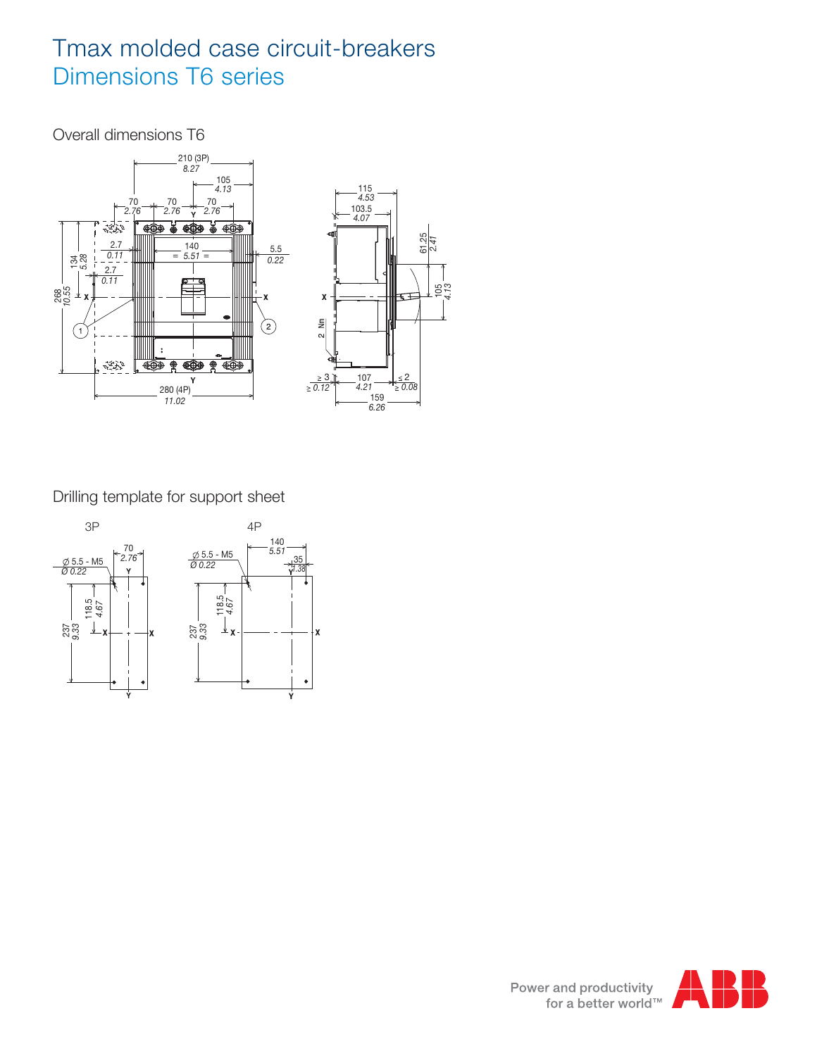# Tmax molded case circuit-breakers

## Dimensions T6 series

### Overall dimensions T6

### Drilling template for support sheet

3P

4P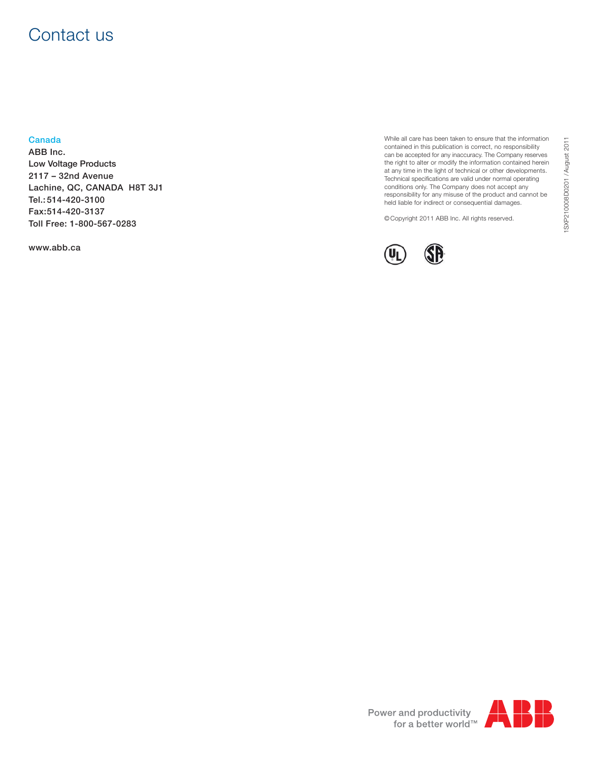# Contact us

**Canada**

ABB Inc.
Low Voltage Products
2117 – 32nd Avenue
Lachine, QC, CANADA  H8T 3J1
Tel.: 514-420-3100
Fax: 514-420-3137
Toll Free: 1-800-567-0283

www.abb.ca

While all care has been taken to ensure that the information contained in this publication is correct, no responsibility can be accepted for any inaccuracy. The Company reserves the right to alter or modify the information contained herein at any time in the light of technical or other developments. Technical specifications are valid under normal operating conditions only. The Company does not accept any responsibility for any misuse of the product and cannot be held liable for indirect or consequential damages.

© Copyright 2011 ABB Inc. All rights reserved.

1SXP210008D0201 / August 2011

Power and productivity for a better world™